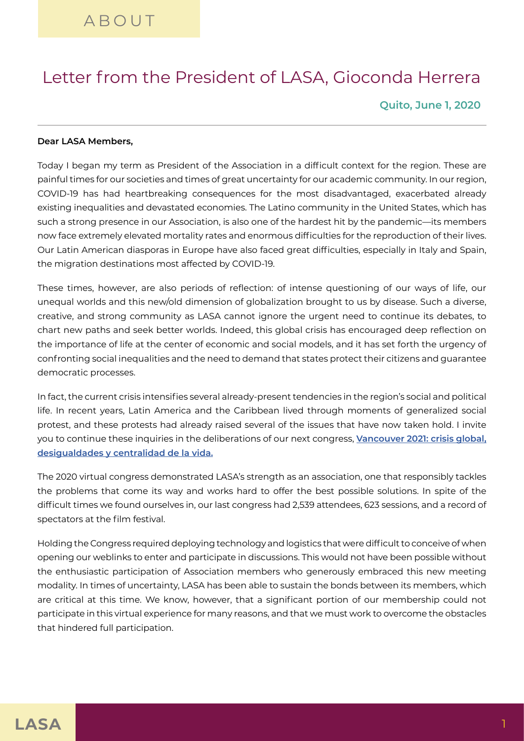# ABOUT

## Letter from the President of LASA, Gioconda Herrera

**Quito, June 1, 2020**

---

**Dear LASA Members,**

Today I began my term as President of the Association in a difficult context for the region. These are painful times for our societies and times of great uncertainty for our academic community. In our region, COVID-19 has had heartbreaking consequences for the most disadvantaged, exacerbated already existing inequalities and devastated economies. The Latino community in the United States, which has such a strong presence in our Association, is also one of the hardest hit by the pandemic—its members now face extremely elevated mortality rates and enormous difficulties for the reproduction of their lives. Our Latin American diasporas in Europe have also faced great difficulties, especially in Italy and Spain, the migration destinations most affected by COVID-19.

These times, however, are also periods of reflection: of intense questioning of our ways of life, our unequal worlds and this new/old dimension of globalization brought to us by disease. Such a diverse, creative, and strong community as LASA cannot ignore the urgent need to continue its debates, to chart new paths and seek better worlds. Indeed, this global crisis has encouraged deep reflection on the importance of life at the center of economic and social models, and it has set forth the urgency of confronting social inequalities and the need to demand that states protect their citizens and guarantee democratic processes.

In fact, the current crisis intensifies several already-present tendencies in the region's social and political life. In recent years, Latin America and the Caribbean lived through moments of generalized social protest, and these protests had already raised several of the issues that have now taken hold. I invite you to continue these inquiries in the deliberations of our next congress, **Vancouver 2021: crisis global, desigualdades y centralidad de la vida.**

The 2020 virtual congress demonstrated LASA's strength as an association, one that responsibly tackles the problems that come its way and works hard to offer the best possible solutions. In spite of the difficult times we found ourselves in, our last congress had 2,539 attendees, 623 sessions, and a record of spectators at the film festival.

Holding the Congress required deploying technology and logistics that were difficult to conceive of when opening our weblinks to enter and participate in discussions. This would not have been possible without the enthusiastic participation of Association members who generously embraced this new meeting modality. In times of uncertainty, LASA has been able to sustain the bonds between its members, which are critical at this time. We know, however, that a significant portion of our membership could not participate in this virtual experience for many reasons, and that we must work to overcome the obstacles that hindered full participation.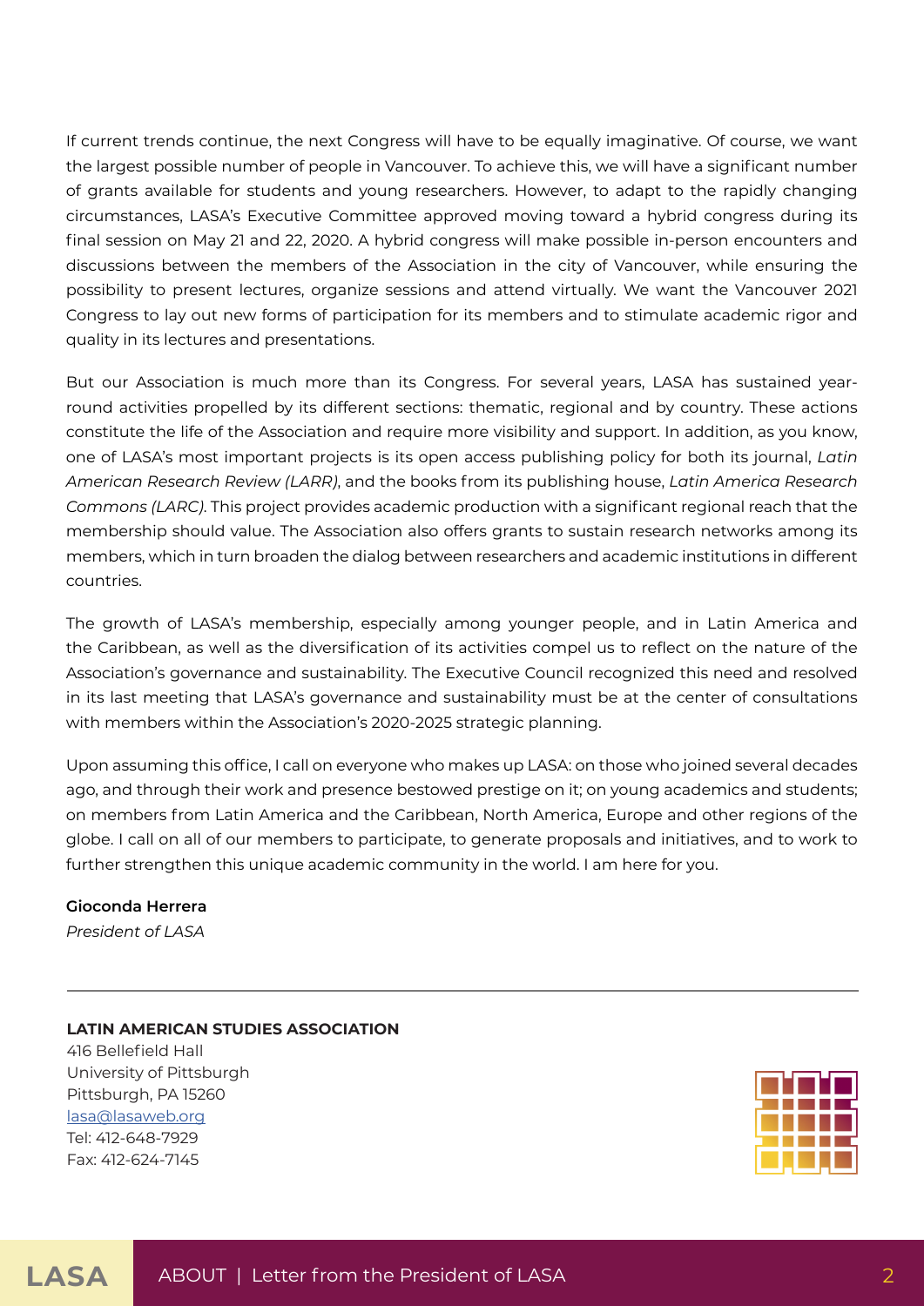If current trends continue, the next Congress will have to be equally imaginative. Of course, we want the largest possible number of people in Vancouver. To achieve this, we will have a significant number of grants available for students and young researchers. However, to adapt to the rapidly changing circumstances, LASA's Executive Committee approved moving toward a hybrid congress during its final session on May 21 and 22, 2020. A hybrid congress will make possible in-person encounters and discussions between the members of the Association in the city of Vancouver, while ensuring the possibility to present lectures, organize sessions and attend virtually. We want the Vancouver 2021 Congress to lay out new forms of participation for its members and to stimulate academic rigor and quality in its lectures and presentations.

But our Association is much more than its Congress. For several years, LASA has sustained year-round activities propelled by its different sections: thematic, regional and by country. These actions constitute the life of the Association and require more visibility and support. In addition, as you know, one of LASA's most important projects is its open access publishing policy for both its journal, *Latin American Research Review (LARR)*, and the books from its publishing house, *Latin America Research Commons (LARC)*. This project provides academic production with a significant regional reach that the membership should value. The Association also offers grants to sustain research networks among its members, which in turn broaden the dialog between researchers and academic institutions in different countries.

The growth of LASA's membership, especially among younger people, and in Latin America and the Caribbean, as well as the diversification of its activities compel us to reflect on the nature of the Association's governance and sustainability. The Executive Council recognized this need and resolved in its last meeting that LASA's governance and sustainability must be at the center of consultations with members within the Association's 2020-2025 strategic planning.

Upon assuming this office, I call on everyone who makes up LASA: on those who joined several decades ago, and through their work and presence bestowed prestige on it; on young academics and students; on members from Latin America and the Caribbean, North America, Europe and other regions of the globe. I call on all of our members to participate, to generate proposals and initiatives, and to work to further strengthen this unique academic community in the world. I am here for you.

**Gioconda Herrera**
*President of LASA*

---

**LATIN AMERICAN STUDIES ASSOCIATION**
416 Bellefield Hall
University of Pittsburgh
Pittsburgh, PA 15260
lasa@lasaweb.org
Tel: 412-648-7929
Fax: 412-624-7145